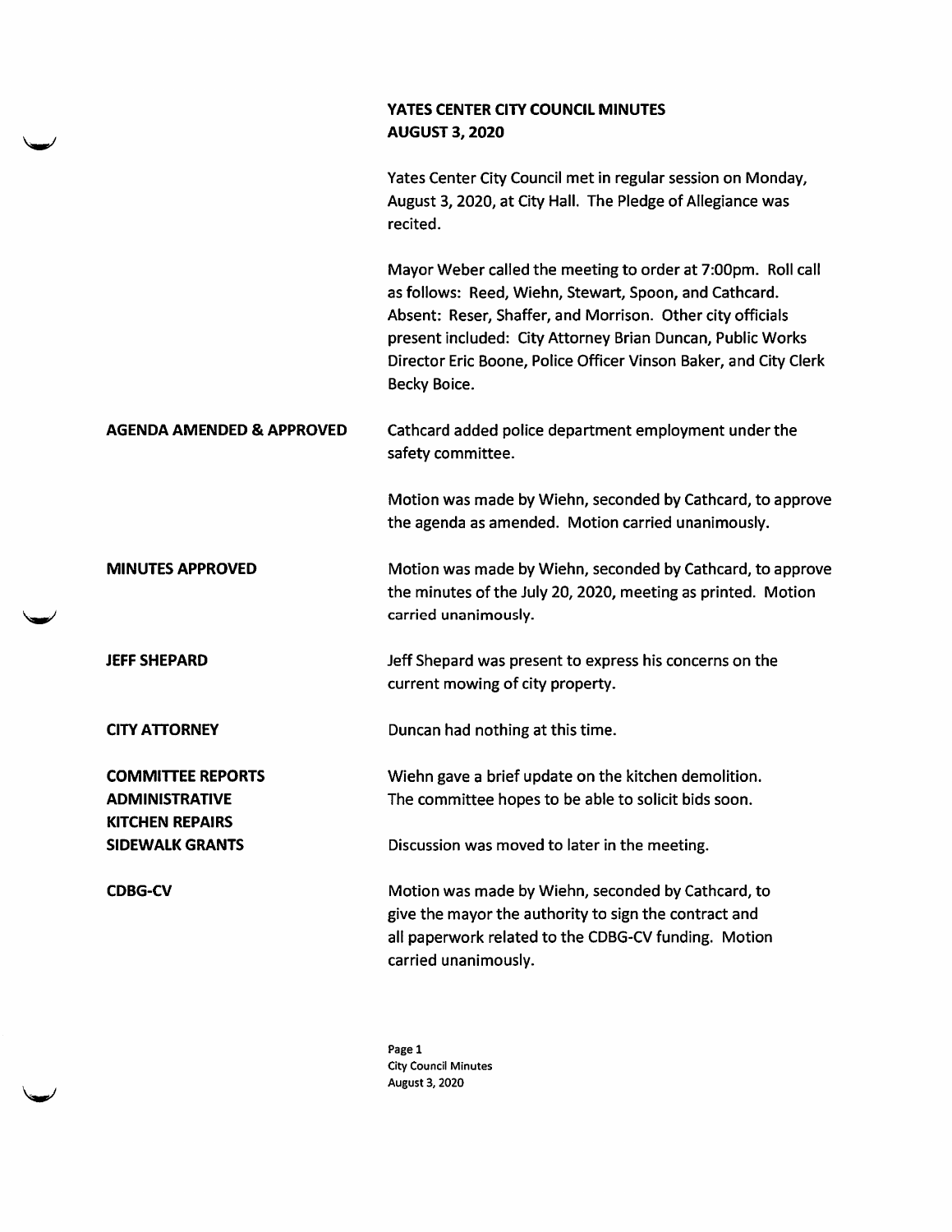# YATES CENTER CITY COUNCIL MINUTES
## AUGUST 3, 2020

Yates Center City Council met in regular session on Monday, August 3, 2020, at City Hall. The Pledge of Allegiance was recited.

Mayor Weber called the meeting to order at 7:00pm. Roll call as follows: Reed, Wiehn, Stewart, Spoon, and Cathcard. Absent: Reser, Shaffer, and Morrison. Other city officials present included: City Attorney Brian Duncan, Public Works Director Eric Boone, Police Officer Vinson Baker, and City Clerk Becky Boice.

**AGENDA AMENDED & APPROVED**

Cathcard added police department employment under the safety committee.

Motion was made by Wiehn, seconded by Cathcard, to approve the agenda as amended. Motion carried unanimously.

**MINUTES APPROVED**

Motion was made by Wiehn, seconded by Cathcard, to approve the minutes of the July 20, 2020, meeting as printed. Motion carried unanimously.

**JEFF SHEPARD**

Jeff Shepard was present to express his concerns on the current mowing of city property.

**CITY ATTORNEY**

Duncan had nothing at this time.

**COMMITTEE REPORTS**
**ADMINISTRATIVE**
**KITCHEN REPAIRS**

Wiehn gave a brief update on the kitchen demolition. The committee hopes to be able to solicit bids soon.

**SIDEWALK GRANTS**

Discussion was moved to later in the meeting.

**CDBG-CV**

Motion was made by Wiehn, seconded by Cathcard, to give the mayor the authority to sign the contract and all paperwork related to the CDBG-CV funding. Motion carried unanimously.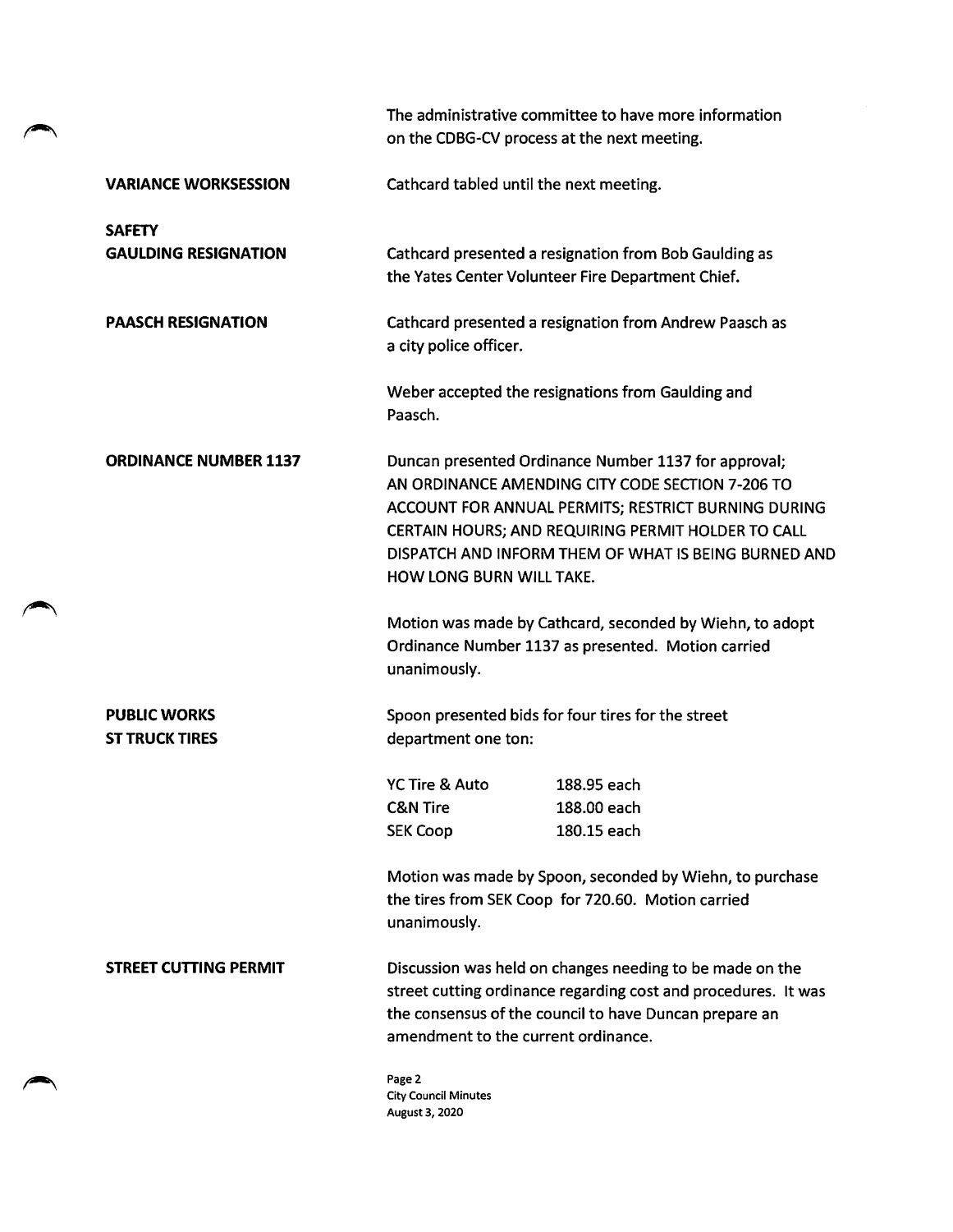The administrative committee to have more information on the CDBG-CV process at the next meeting.

**VARIANCE WORKSESSION**

Cathcard tabled until the next meeting.

**SAFETY**

**GAULDING RESIGNATION**

Cathcard presented a resignation from Bob Gaulding as the Yates Center Volunteer Fire Department Chief.

**PAASCH RESIGNATION**

Cathcard presented a resignation from Andrew Paasch as a city police officer.

Weber accepted the resignations from Gaulding and Paasch.

**ORDINANCE NUMBER 1137**

Duncan presented Ordinance Number 1137 for approval; AN ORDINANCE AMENDING CITY CODE SECTION 7-206 TO ACCOUNT FOR ANNUAL PERMITS; RESTRICT BURNING DURING CERTAIN HOURS; AND REQUIRING PERMIT HOLDER TO CALL DISPATCH AND INFORM THEM OF WHAT IS BEING BURNED AND HOW LONG BURN WILL TAKE.

Motion was made by Cathcard, seconded by Wiehn, to adopt Ordinance Number 1137 as presented. Motion carried unanimously.

**PUBLIC WORKS**

**ST TRUCK TIRES**

Spoon presented bids for four tires for the street department one ton:

| | |
|---|---|
| YC Tire & Auto | 188.95 each |
| C&N Tire | 188.00 each |
| SEK Coop | 180.15 each |

Motion was made by Spoon, seconded by Wiehn, to purchase the tires from SEK Coop for 720.60. Motion carried unanimously.

**STREET CUTTING PERMIT**

Discussion was held on changes needing to be made on the street cutting ordinance regarding cost and procedures. It was the consensus of the council to have Duncan prepare an amendment to the current ordinance.

Page 2
City Council Minutes
August 3, 2020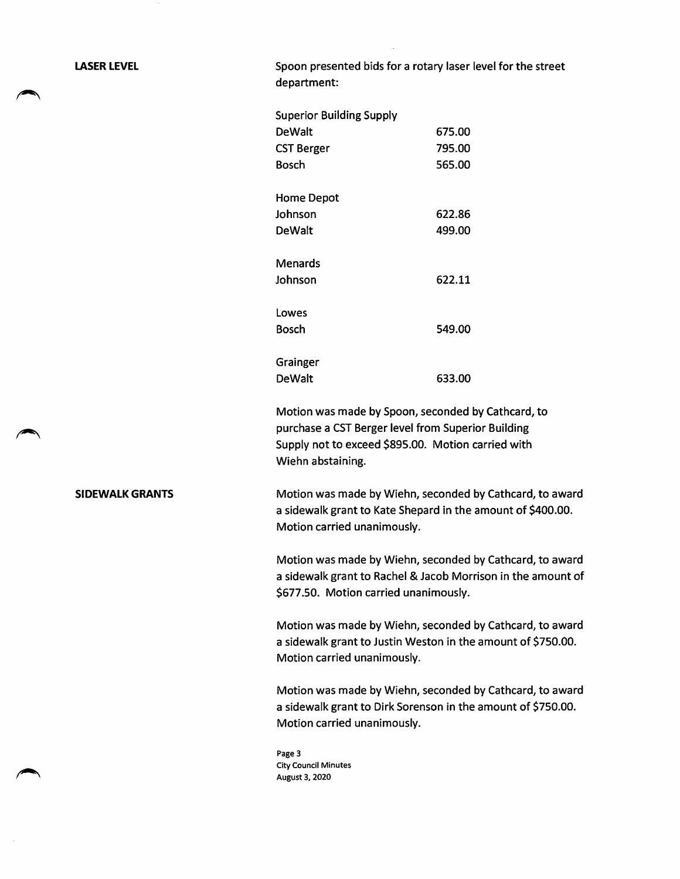**LASER LEVEL**

Spoon presented bids for a rotary laser level for the street department:

| | |
|---|---|
| **Superior Building Supply** | |
| DeWalt | 675.00 |
| CST Berger | 795.00 |
| Bosch | 565.00 |
| | |
| **Home Depot** | |
| Johnson | 622.86 |
| DeWalt | 499.00 |
| | |
| **Menards** | |
| Johnson | 622.11 |
| | |
| **Lowes** | |
| Bosch | 549.00 |
| | |
| **Grainger** | |
| DeWalt | 633.00 |

Motion was made by Spoon, seconded by Cathcard, to purchase a CST Berger level from Superior Building Supply not to exceed $895.00. Motion carried with Wiehn abstaining.

**SIDEWALK GRANTS**

Motion was made by Wiehn, seconded by Cathcard, to award a sidewalk grant to Kate Shepard in the amount of $400.00. Motion carried unanimously.

Motion was made by Wiehn, seconded by Cathcard, to award a sidewalk grant to Rachel & Jacob Morrison in the amount of $677.50. Motion carried unanimously.

Motion was made by Wiehn, seconded by Cathcard, to award a sidewalk grant to Justin Weston in the amount of $750.00. Motion carried unanimously.

Motion was made by Wiehn, seconded by Cathcard, to award a sidewalk grant to Dirk Sorenson in the amount of $750.00. Motion carried unanimously.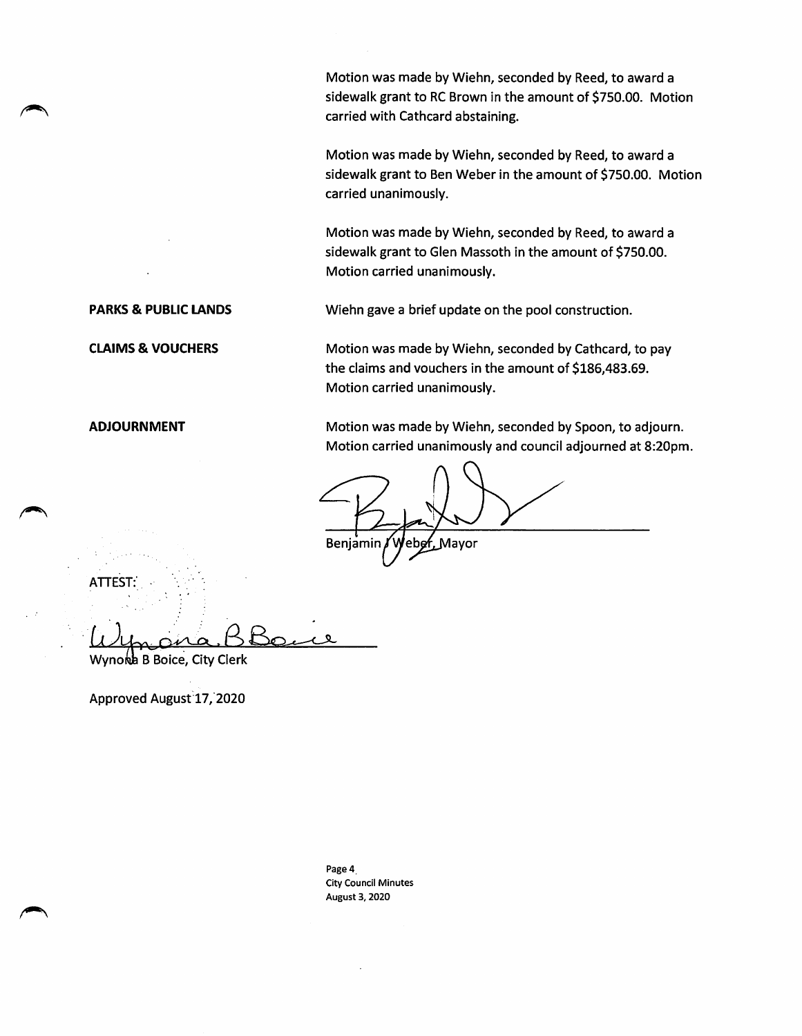Motion was made by Wiehn, seconded by Reed, to award a sidewalk grant to RC Brown in the amount of $750.00. Motion carried with Cathcard abstaining.

Motion was made by Wiehn, seconded by Reed, to award a sidewalk grant to Ben Weber in the amount of $750.00. Motion carried unanimously.

Motion was made by Wiehn, seconded by Reed, to award a sidewalk grant to Glen Massoth in the amount of $750.00. Motion carried unanimously.

**PARKS & PUBLIC LANDS**

Wiehn gave a brief update on the pool construction.

**CLAIMS & VOUCHERS**

Motion was made by Wiehn, seconded by Cathcard, to pay the claims and vouchers in the amount of $186,483.69. Motion carried unanimously.

**ADJOURNMENT**

Motion was made by Wiehn, seconded by Spoon, to adjourn. Motion carried unanimously and council adjourned at 8:20pm.

Benjamin J Weber, Mayor

ATTEST:

Wynona B Boice, City Clerk

Approved August 17, 2020